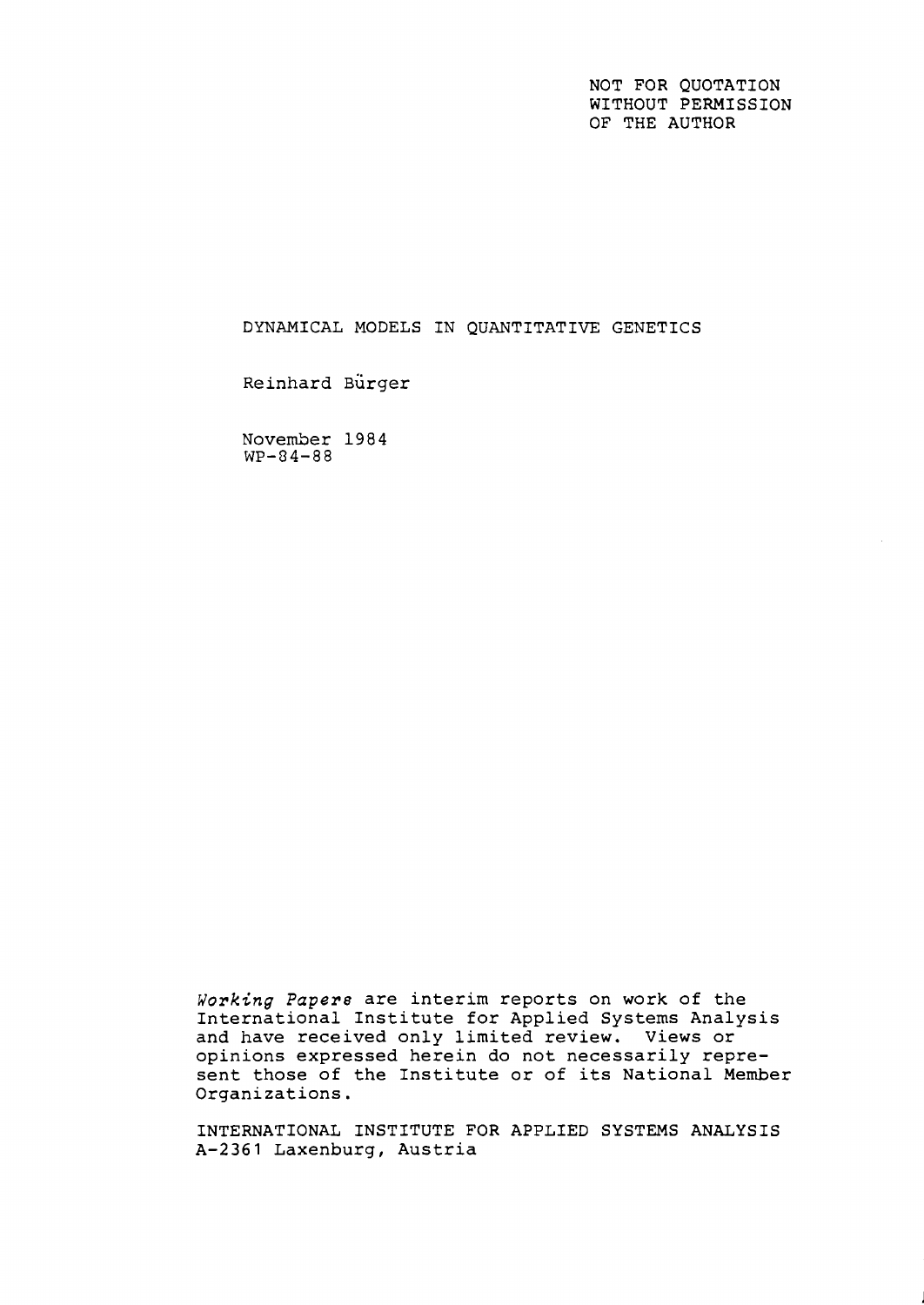NOT FOR QUOTATION
WITHOUT PERMISSION
OF THE AUTHOR

# DYNAMICAL MODELS IN QUANTITATIVE GENETICS

Reinhard Bürger

November 1984
WP-84-88

*Working Papers* are interim reports on work of the International Institute for Applied Systems Analysis and have received only limited review. Views or opinions expressed herein do not necessarily represent those of the Institute or of its National Member Organizations.

INTERNATIONAL INSTITUTE FOR APPLIED SYSTEMS ANALYSIS
A-2361 Laxenburg, Austria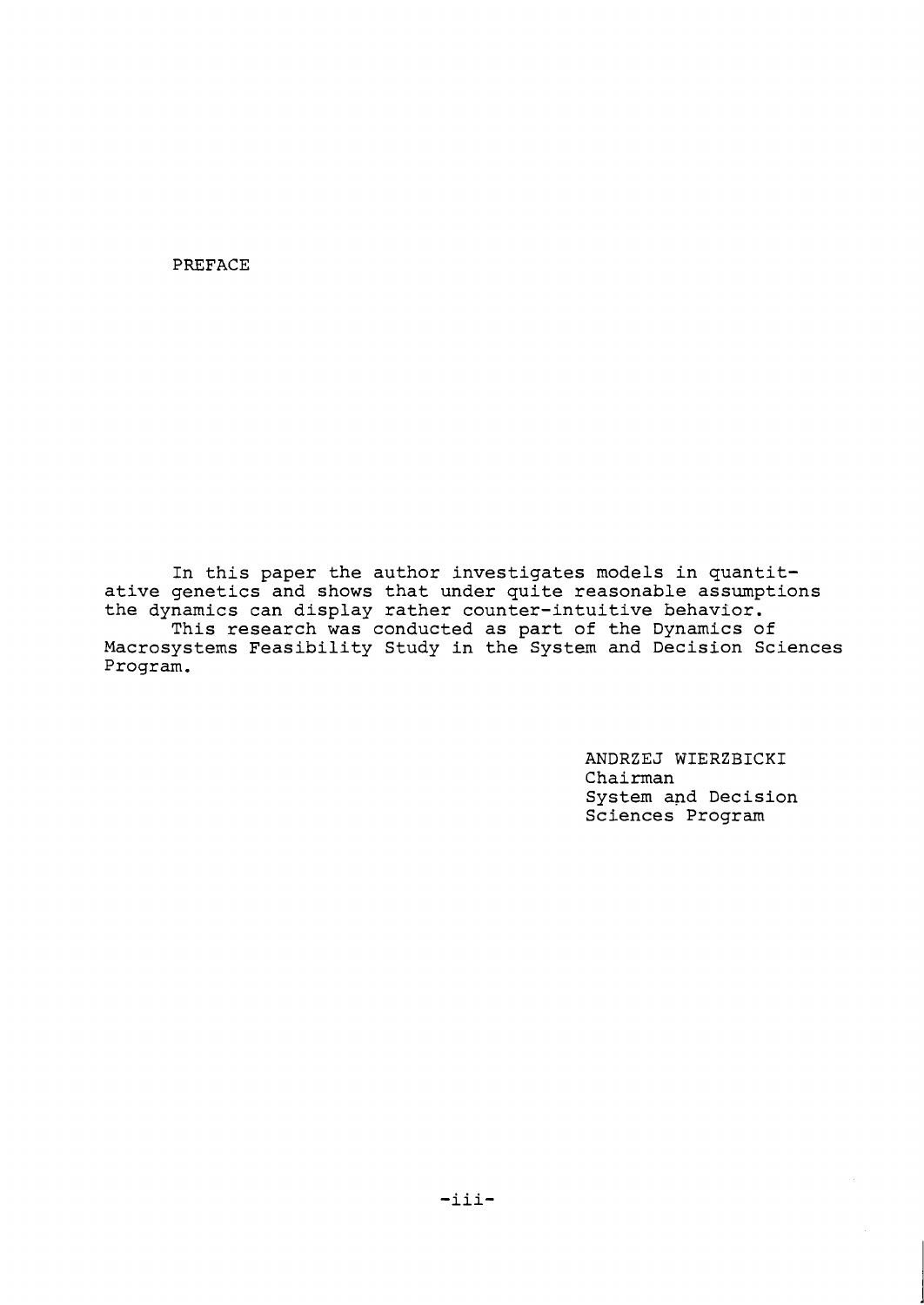# PREFACE

In this paper the author investigates models in quantitative genetics and shows that under quite reasonable assumptions the dynamics can display rather counter-intuitive behavior.

This research was conducted as part of the Dynamics of Macrosystems Feasibility Study in the System and Decision Sciences Program.

ANDRZEJ WIERZBICKI
Chairman
System and Decision Sciences Program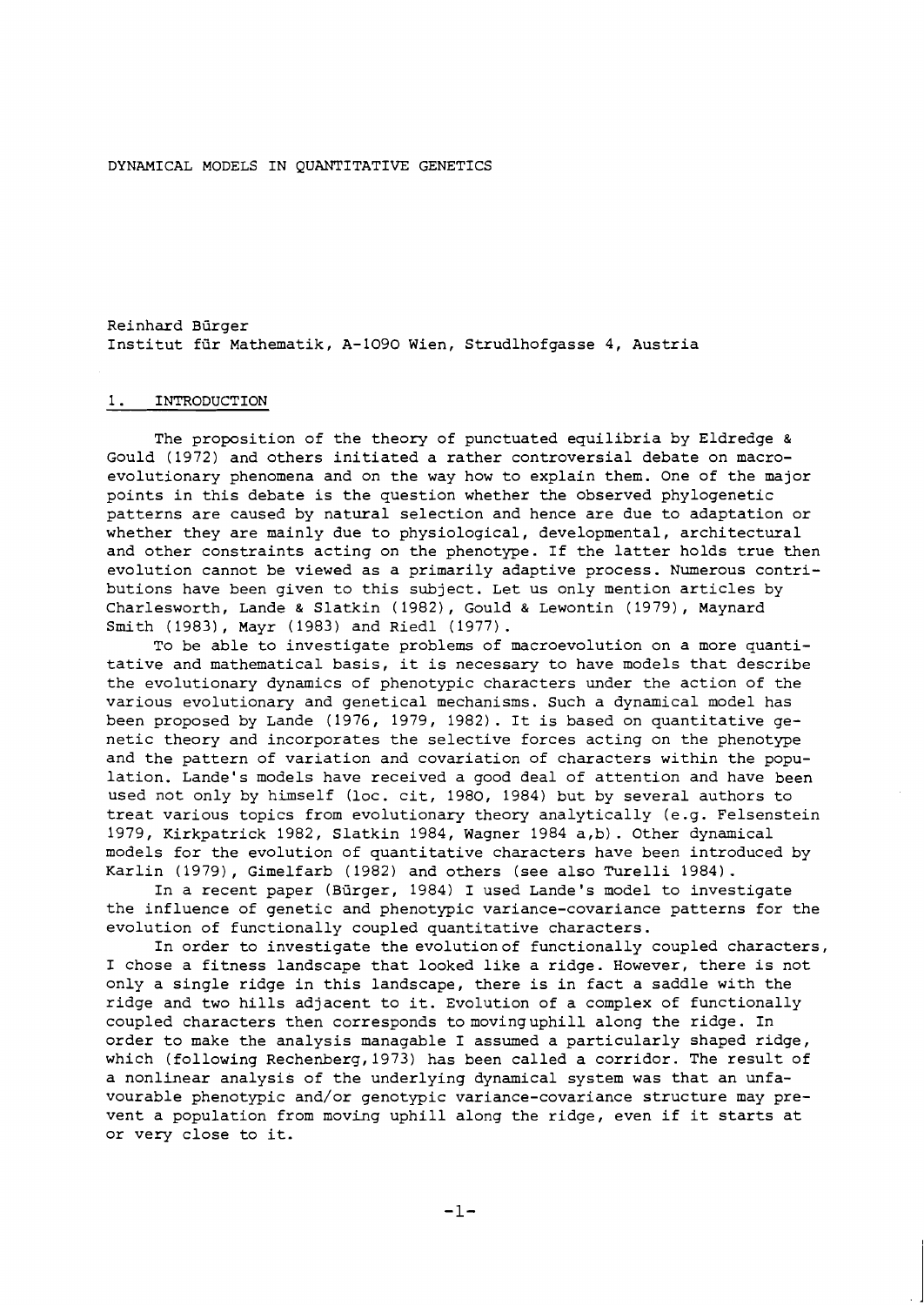DYNAMICAL MODELS IN QUANTITATIVE GENETICS

Reinhard Bürger
Institut für Mathematik, A-1090 Wien, Strudlhofgasse 4, Austria

## 1. INTRODUCTION

The proposition of the theory of punctuated equilibria by Eldredge & Gould (1972) and others initiated a rather controversial debate on macroevolutionary phenomena and on the way how to explain them. One of the major points in this debate is the question whether the observed phylogenetic patterns are caused by natural selection and hence are due to adaptation or whether they are mainly due to physiological, developmental, architectural and other constraints acting on the phenotype. If the latter holds true then evolution cannot be viewed as a primarily adaptive process. Numerous contributions have been given to this subject. Let us only mention articles by Charlesworth, Lande & Slatkin (1982), Gould & Lewontin (1979), Maynard Smith (1983), Mayr (1983) and Riedl (1977).

To be able to investigate problems of macroevolution on a more quantitative and mathematical basis, it is necessary to have models that describe the evolutionary dynamics of phenotypic characters under the action of the various evolutionary and genetical mechanisms. Such a dynamical model has been proposed by Lande (1976, 1979, 1982). It is based on quantitative genetic theory and incorporates the selective forces acting on the phenotype and the pattern of variation and covariation of characters within the population. Lande's models have received a good deal of attention and have been used not only by himself (loc. cit, 1980, 1984) but by several authors to treat various topics from evolutionary theory analytically (e.g. Felsenstein 1979, Kirkpatrick 1982, Slatkin 1984, Wagner 1984 a,b). Other dynamical models for the evolution of quantitative characters have been introduced by Karlin (1979), Gimelfarb (1982) and others (see also Turelli 1984).

In a recent paper (Bürger, 1984) I used Lande's model to investigate the influence of genetic and phenotypic variance-covariance patterns for the evolution of functionally coupled quantitative characters.

In order to investigate the evolution of functionally coupled characters, I chose a fitness landscape that looked like a ridge. However, there is not only a single ridge in this landscape, there is in fact a saddle with the ridge and two hills adjacent to it. Evolution of a complex of functionally coupled characters then corresponds to moving uphill along the ridge. In order to make the analysis managable I assumed a particularly shaped ridge, which (following Rechenberg, 1973) has been called a corridor. The result of a nonlinear analysis of the underlying dynamical system was that an unfavourable phenotypic and/or genotypic variance-covariance structure may prevent a population from moving uphill along the ridge, even if it starts at or very close to it.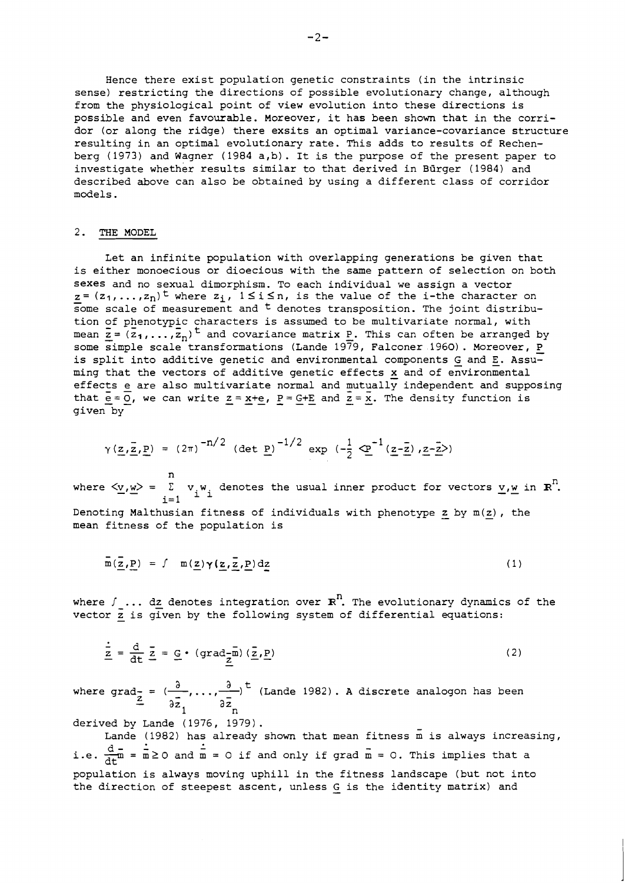Hence there exist population genetic constraints (in the intrinsic sense) restricting the directions of possible evolutionary change, although from the physiological point of view evolution into these directions is possible and even favourable. Moreover, it has been shown that in the corridor (or along the ridge) there exsits an optimal variance-covariance structure resulting in an optimal evolutionary rate. This adds to results of Rechenberg (1973) and Wagner (1984 a,b). It is the purpose of the present paper to investigate whether results similar to that derived in Bürger (1984) and described above can also be obtained by using a different class of corridor models.

## 2. THE MODEL

Let an infinite population with overlapping generations be given that is either monoecious or dioecious with the same pattern of selection on both sexes and no sexual dimorphism. To each individual we assign a vector $\underline{z} = (z_1, \ldots, z_n)^t$ where $z_i$, $1 \leq i \leq n$, is the value of the i-the character on some scale of measurement and $^t$ denotes transposition. The joint distribution of phenotypic characters is assumed to be multivariate normal, with mean $\underline{\bar{z}} = (\bar{z}_1, \ldots, \bar{z}_n)^t$ and covariance matrix $\underline{P}$. This can often be arranged by some simple scale transformations (Lande 1979, Falconer 1960). Moreover, $\underline{P}$ is split into additive genetic and environmental components $\underline{G}$ and $\underline{E}$. Assuming that the vectors of additive genetic effects $\underline{x}$ and of environmental effects $\underline{e}$ are also multivariate normal and mutually independent and supposing that $\underline{\bar{e}} = \underline{0}$, we can write $\underline{z} = \underline{x} + \underline{e}$, $\underline{P} = \underline{G} + \underline{E}$ and $\underline{\bar{z}} = \underline{\bar{x}}$. The density function is given by

$$\gamma(\underline{z}, \underline{\bar{z}}, \underline{P}) = (2\pi)^{-n/2} (\det \underline{P})^{-1/2} \exp\left(-\frac{1}{2} \langle \underline{P}^{-1}(\underline{z}-\underline{\bar{z}}), \underline{z}-\underline{\bar{z}} \rangle\right)$$

where $\langle \underline{v}, \underline{w} \rangle = \sum_{i=1}^{n} v_i w_i$ denotes the usual inner product for vectors $\underline{v}, \underline{w}$ in $\mathbf{R}^n$.

Denoting Malthusian fitness of individuals with phenotype $\underline{z}$ by $m(\underline{z})$, the mean fitness of the population is

$$\bar{m}(\underline{\bar{z}}, \underline{P}) = \int m(\underline{z}) \gamma(\underline{z}, \underline{\bar{z}}, \underline{P}) d\underline{z} \tag{1}$$

where $\int \ldots d\underline{z}$ denotes integration over $\mathbf{R}^n$. The evolutionary dynamics of the vector $\underline{\bar{z}}$ is given by the following system of differential equations:

$$\dot{\underline{\bar{z}}} = \frac{d}{dt} \underline{\bar{z}} = \underline{G} \cdot (\mathrm{grad}_{\underline{\bar{z}}} \bar{m})(\underline{\bar{z}}, \underline{P}) \tag{2}$$

where $\mathrm{grad}_{\underline{\bar{z}}} = \left(\frac{\partial}{\partial \bar{z}_1}, \ldots, \frac{\partial}{\partial \bar{z}_n}\right)^t$ (Lande 1982). A discrete analogon has been derived by Lande (1976, 1979).

Lande (1982) has already shown that mean fitness $\bar{m}$ is always increasing, i.e. $\frac{d}{dt}\bar{m} = \dot{\bar{m}} \geq 0$ and $\dot{\bar{m}} = 0$ if and only if grad $\bar{m} = 0$. This implies that a population is always moving uphill in the fitness landscape (but not into the direction of steepest ascent, unless $\underline{G}$ is the identity matrix) and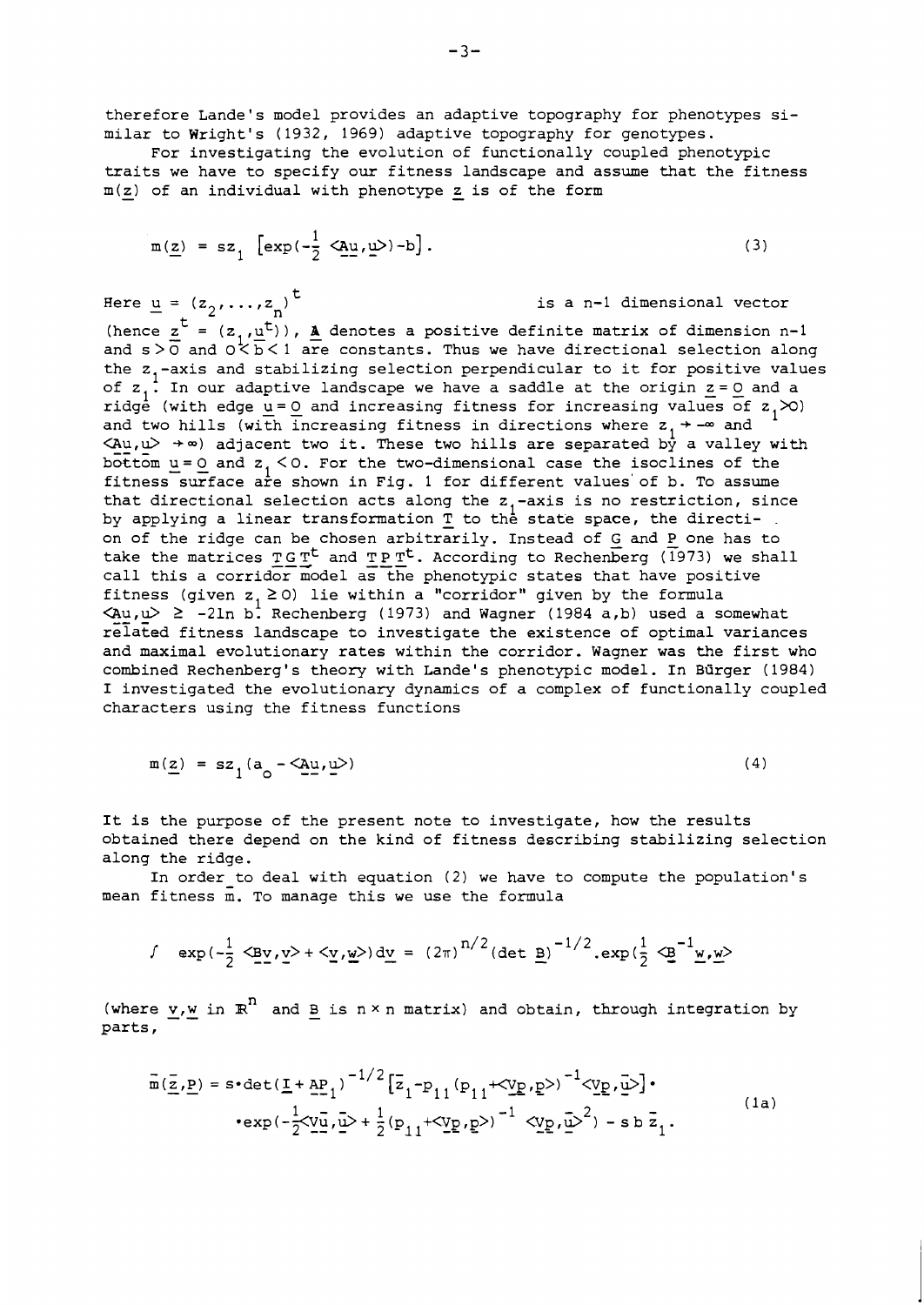therefore Lande's model provides an adaptive topography for phenotypes similar to Wright's (1932, 1969) adaptive topography for genotypes.

For investigating the evolution of functionally coupled phenotypic traits we have to specify our fitness landscape and assume that the fitness $m(\underline{z})$ of an individual with phenotype $\underline{z}$ is of the form

$$m(\underline{z}) = s z_1 \left[\exp(-\tfrac{1}{2}\langle \underline{\underline{A}}\underline{u},\underline{u}\rangle) - b\right]. \tag{3}$$

Here $\underline{u} = (z_2,\ldots,z_n)^t$ is a n-1 dimensional vector (hence $\underline{z}^t = (z_1,\underline{u}^t)$), $\underline{\underline{A}}$ denotes a positive definite matrix of dimension n-1 and $s>0$ and $0<b<1$ are constants. Thus we have directional selection along the $z_1$-axis and stabilizing selection perpendicular to it for positive values of $z_1$. In our adaptive landscape we have a saddle at the origin $\underline{z}=\underline{0}$ and a ridge (with edge $\underline{u}=\underline{0}$ and increasing fitness for increasing values of $z_1>0$) and two hills (with increasing fitness in directions where $z_1 \to -\infty$ and $\langle \underline{\underline{A}}\underline{u},\underline{u}\rangle \to \infty$) adjacent two it. These two hills are separated by a valley with bottom $\underline{u}=\underline{0}$ and $z_1<0$. For the two-dimensional case the isoclines of the fitness surface are shown in Fig. 1 for different values of b. To assume that directional selection acts along the $z_1$-axis is no restriction, since by applying a linear transformation $\underline{\underline{T}}$ to the state space, the direction of the ridge can be chosen arbitrarily. Instead of $\underline{\underline{G}}$ and $\underline{\underline{P}}$ one has to take the matrices $\underline{\underline{T}}\,\underline{\underline{G}}\,\underline{\underline{T}}^t$ and $\underline{\underline{T}}\,\underline{\underline{P}}\,\underline{\underline{T}}^t$. According to Rechenberg (1973) we shall call this a corridor model as the phenotypic states that have positive fitness (given $z_1 \geq 0$) lie within a "corridor" given by the formula $\langle \underline{\underline{A}}\underline{u},\underline{u}\rangle \geq -2\ln b$. Rechenberg (1973) and Wagner (1984 a,b) used a somewhat related fitness landscape to investigate the existence of optimal variances and maximal evolutionary rates within the corridor. Wagner was the first who combined Rechenberg's theory with Lande's phenotypic model. In Bürger (1984) I investigated the evolutionary dynamics of a complex of functionally coupled characters using the fitness functions

$$m(\underline{z}) = s z_1 (a_0 - \langle \underline{\underline{A}}\underline{u},\underline{u}\rangle) \tag{4}$$

It is the purpose of the present note to investigate, how the results obtained there depend on the kind of fitness describing stabilizing selection along the ridge.

In order to deal with equation (2) we have to compute the population's mean fitness $\bar{m}$. To manage this we use the formula

$$\int \exp(-\tfrac{1}{2}\langle \underline{\underline{B}}\underline{v},\underline{v}\rangle + \langle \underline{v},\underline{w}\rangle)\,d\underline{v} = (2\pi)^{n/2}(\det \underline{\underline{B}})^{-1/2}\cdot\exp(\tfrac{1}{2}\langle \underline{\underline{B}}^{-1}\underline{w},\underline{w}\rangle$$

(where $\underline{v},\underline{w}$ in $\mathbb{R}^n$ and $\underline{\underline{B}}$ is $n \times n$ matrix) and obtain, through integration by parts,

$$\begin{aligned}\bar{m}(\bar{\underline{z}},\underline{\underline{P}}) = s\cdot\det(\underline{\underline{I}}+\underline{\underline{A}}\underline{\underline{P}}_1)^{-1/2}\left[\bar{z}_1 - p_{11}(p_{11}+\langle \underline{\underline{V}}\underline{p},\underline{p}\rangle)^{-1}\langle \underline{\underline{V}}\underline{p},\bar{\underline{u}}\rangle\right]\cdot \\ \cdot\exp(-\tfrac{1}{2}\langle \underline{\underline{V}}\bar{\underline{u}},\bar{\underline{u}}\rangle + \tfrac{1}{2}(p_{11}+\langle \underline{\underline{V}}\underline{p},\underline{p}\rangle)^{-1}\langle \underline{\underline{V}}\underline{p},\bar{\underline{u}}\rangle^2) - s\,b\,\bar{z}_1.\end{aligned} \tag{1a}$$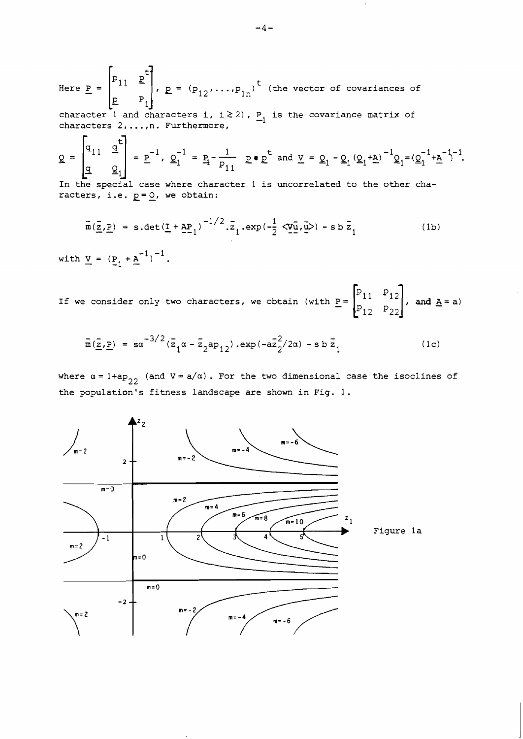Here $\underline{P} = \begin{bmatrix} p_{11} & \underline{p}^t \\ \underline{p} & \underline{P}_1 \end{bmatrix}$, $\underline{p} = (p_{12},\dots,p_{1n})^t$ (the vector of covariances of character 1 and characters i, $i \geq 2$), $\underline{P}_1$ is the covariance matrix of characters 2,...,n. Furthermore,

$$\underline{Q} = \begin{bmatrix} q_{11} & \underline{q}^t \\ \underline{q} & \underline{Q}_1 \end{bmatrix} = \underline{P}^{-1},\ \underline{Q}_1^{-1} = \underline{P}_1 - \frac{1}{p_{11}}\ \underline{p} \bullet \underline{p}^t \text{ and } \underline{V} = \underline{Q}_1 - \underline{Q}_1(\underline{Q}_1 + \underline{A})^{-1}\underline{Q}_1 = (\underline{Q}_1^{-1} + \underline{A}^{-1})^{-1}.$$

In the special case where character 1 is uncorrelated to the other characters, i.e. $\underline{p} = \underline{0}$, we obtain:

$$\bar{m}(\bar{\underline{z}},\underline{P}) = s.\det(\underline{I} + \underline{A}\underline{P}_1)^{-1/2}.\bar{z}_1.\exp(-\tfrac{1}{2}\ \langle \underline{V}\bar{\underline{u}},\bar{\underline{u}}\rangle) - s\,b\,\bar{z}_1 \tag{1b}$$

with $\underline{V} = (\underline{P}_1 + \underline{A}^{-1})^{-1}$.

If we consider only two characters, we obtain (with $\underline{P} = \begin{bmatrix} p_{11} & p_{12} \\ p_{12} & p_{22} \end{bmatrix}$, **and** $\underline{A} = a$)

$$\bar{m}(\bar{\underline{z}},\underline{P}) = s\alpha^{-3/2}(\bar{z}_1\alpha - \bar{z}_2 a p_{12}).\exp(-a\bar{z}_2^2/2\alpha) - s\,b\,\bar{z}_1 \tag{1c}$$

where $\alpha = 1 + ap_{22}$ (and $V = a/\alpha$). For the two dimensional case the isoclines of the population's fitness landscape are shown in Fig. 1.

Figure 1a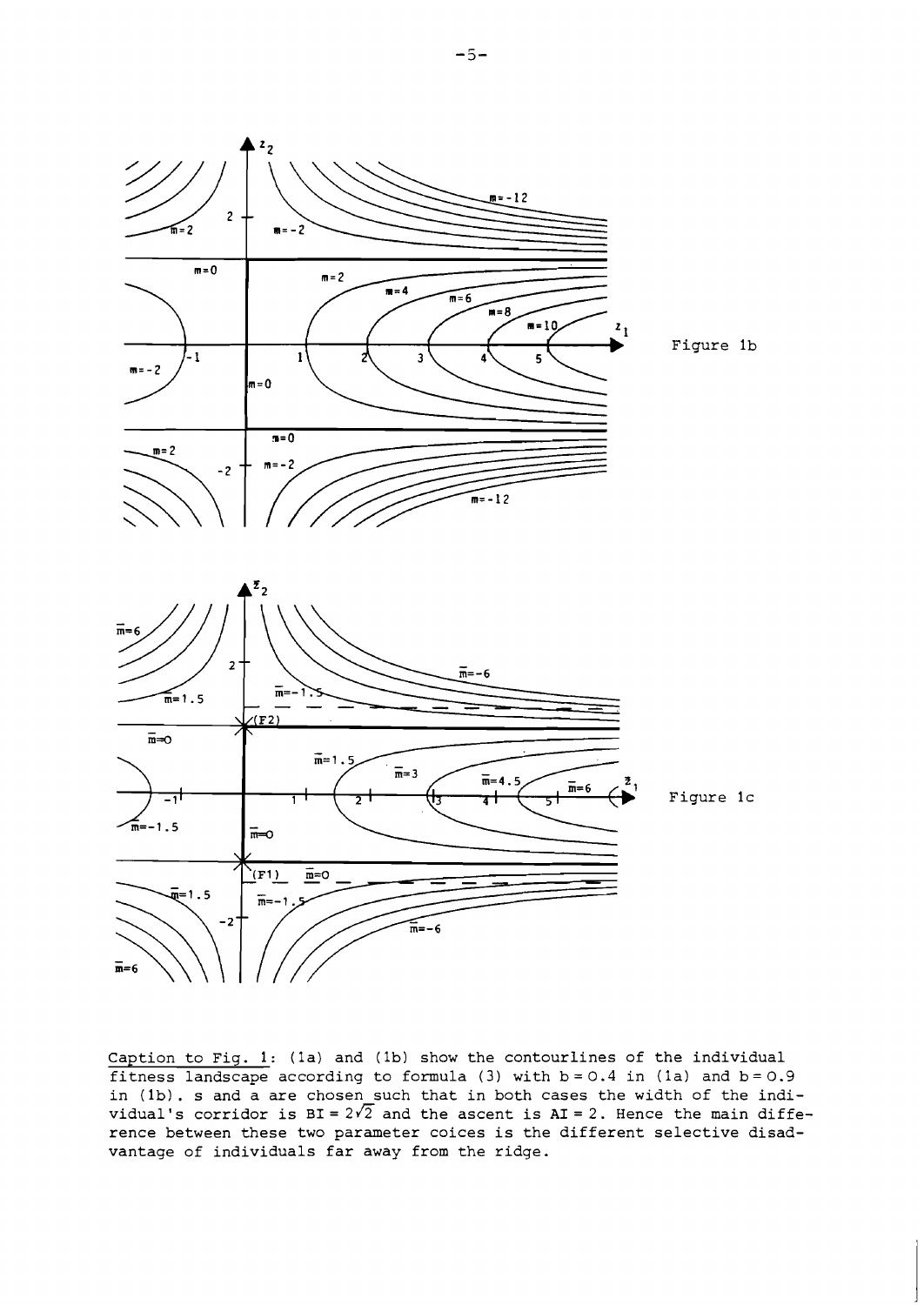Figure 1b

Figure 1c

Caption to Fig. 1: (1a) and (1b) show the contourlines of the individual fitness landscape according to formula (3) with $b = 0.4$ in (1a) and $b = 0.9$ in (1b). s and a are chosen such that in both cases the width of the individual's corridor is $BI = 2\sqrt{2}$ and the ascent is $AI = 2$. Hence the main difference between these two parameter coices is the different selective disadvantage of individuals far away from the ridge.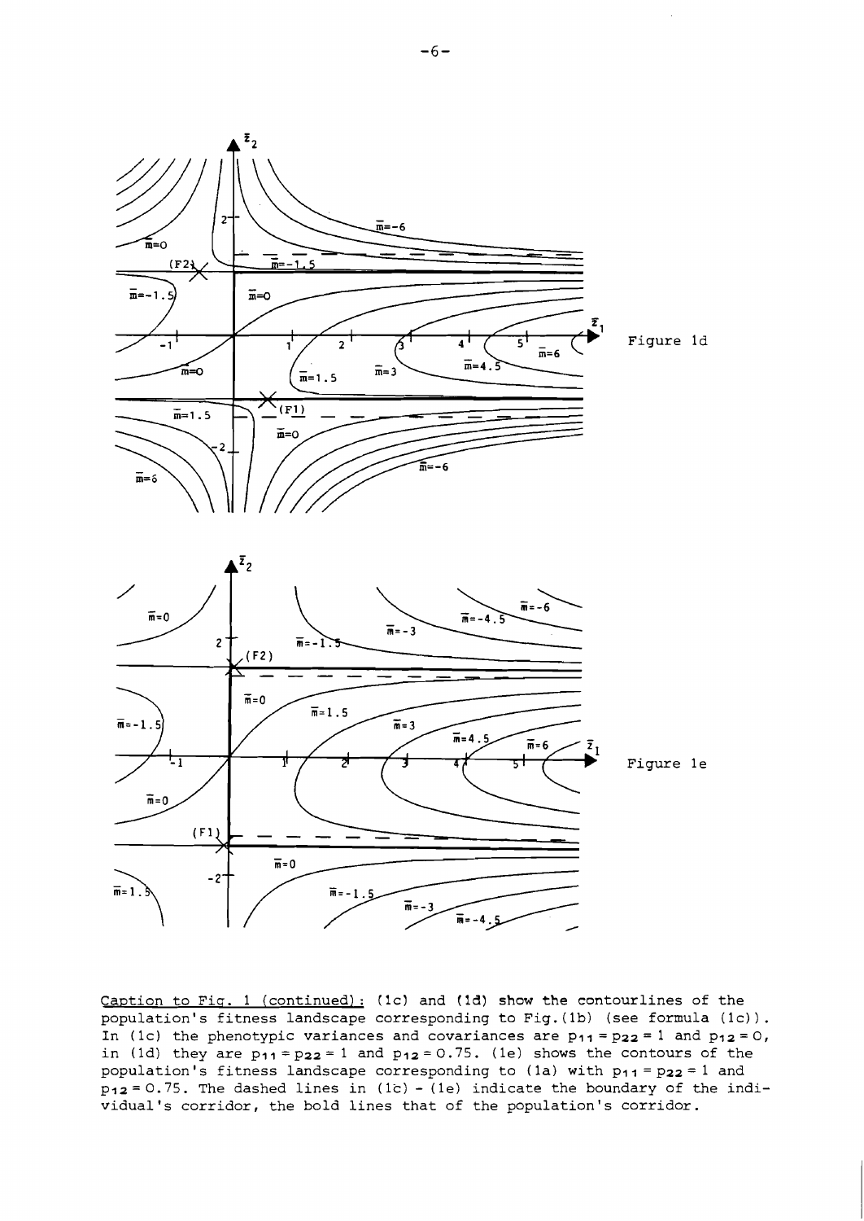Figure 1d

Figure 1e

Caption to Fig. 1 (continued): (1c) and (1d) show the contourlines of the population's fitness landscape corresponding to Fig.(1b) (see formula (1c)). In (1c) the phenotypic variances and covariances are $p_{11} = p_{22} = 1$ and $p_{12} = 0$, in (1d) they are $p_{11} = p_{22} = 1$ and $p_{12} = 0.75$. (1e) shows the contours of the population's fitness landscape corresponding to (1a) with $p_{11} = p_{22} = 1$ and $p_{12} = 0.75$. The dashed lines in (1c) - (1e) indicate the boundary of the individual's corridor, the bold lines that of the population's corridor.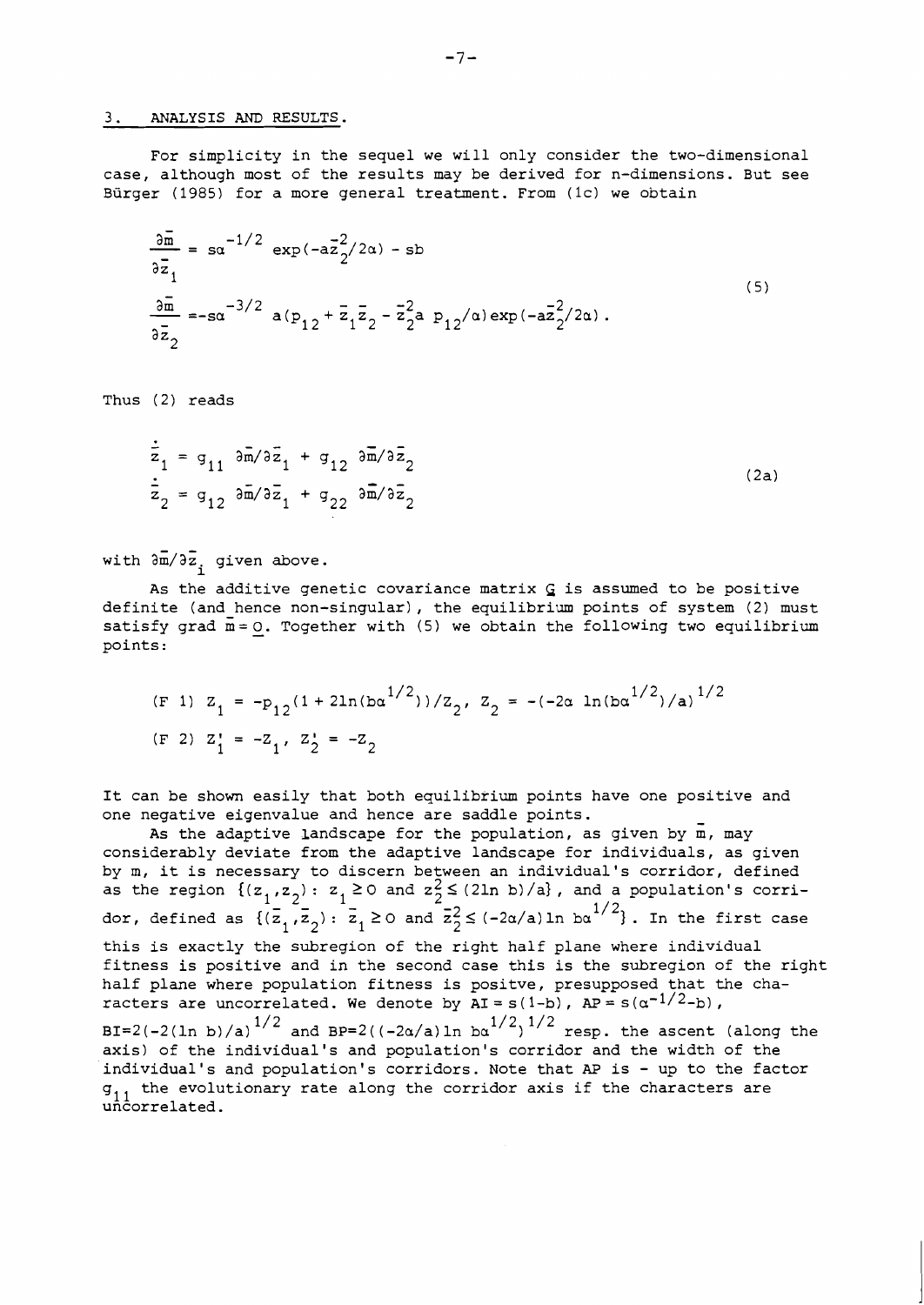## 3. ANALYSIS AND RESULTS.

For simplicity in the sequel we will only consider the two-dimensional case, although most of the results may be derived for n-dimensions. But see Bürger (1985) for a more general treatment. From (1c) we obtain

$$
\begin{aligned}
\frac{\partial \bar{m}}{\partial \bar{z}_1} &= s\alpha^{-1/2} \exp(-a\bar{z}_2^2/2\alpha) - sb \\
\frac{\partial \bar{m}}{\partial \bar{z}_2} &= -s\alpha^{-3/2} a(p_{12} + \bar{z}_1\bar{z}_2 - \bar{z}_2^2 a\, p_{12}/\alpha)\exp(-a\bar{z}_2^2/2\alpha).
\end{aligned}
\tag{5}
$$

Thus (2) reads

$$
\begin{aligned}
\dot{\bar{z}}_1 &= g_{11}\, \partial\bar{m}/\partial\bar{z}_1 + g_{12}\, \partial\bar{m}/\partial\bar{z}_2 \\
\dot{\bar{z}}_2 &= g_{12}\, \partial\bar{m}/\partial\bar{z}_1 + g_{22}\, \partial\bar{m}/\partial\bar{z}_2
\end{aligned}
\tag{2a}
$$

with $\partial\bar{m}/\partial\bar{z}_i$ given above.

As the additive genetic covariance matrix $\underline{G}$ is assumed to be positive definite (and hence non-singular), the equilibrium points of system (2) must satisfy grad $\bar{m} = \underline{0}$. Together with (5) we obtain the following two equilibrium points:

$$
\text{(F 1)}\quad Z_1 = -p_{12}(1 + 2\ln(b\alpha^{1/2}))/Z_2,\quad Z_2 = -(-2\alpha\,\ln(b\alpha^{1/2})/a)^{1/2}
$$

$$
\text{(F 2)}\quad Z_1' = -Z_1,\quad Z_2' = -Z_2
$$

It can be shown easily that both equilibrium points have one positive and one negative eigenvalue and hence are saddle points.

As the adaptive landscape for the population, as given by $\bar{m}$, may considerably deviate from the adaptive landscape for individuals, as given by $m$, it is necessary to discern between an individual's corridor, defined as the region $\{(z_1,z_2):\ z_1 \geq 0 \text{ and } z_2^2 \leq (2\ln b)/a\}$, and a population's corridor, defined as $\{(\bar{z}_1,\bar{z}_2):\ \bar{z}_1 \geq 0 \text{ and } \bar{z}_2^2 \leq (-2\alpha/a)\ln b\alpha^{1/2}\}$. In the first case this is exactly the subregion of the right half plane where individual fitness is positive and in the second case this is the subregion of the right half plane where population fitness is positve, presupposed that the characters are uncorrelated. We denote by $AI = s(1-b)$, $AP = s(\alpha^{-1/2}-b)$, $BI = 2(-2(\ln b)/a)^{1/2}$ and $BP = 2((-2\alpha/a)\ln b\alpha^{1/2})^{1/2}$ resp. the ascent (along the axis) of the individual's and population's corridor and the width of the individual's and population's corridors. Note that AP is - up to the factor $g_{11}$ the evolutionary rate along the corridor axis if the characters are uncorrelated.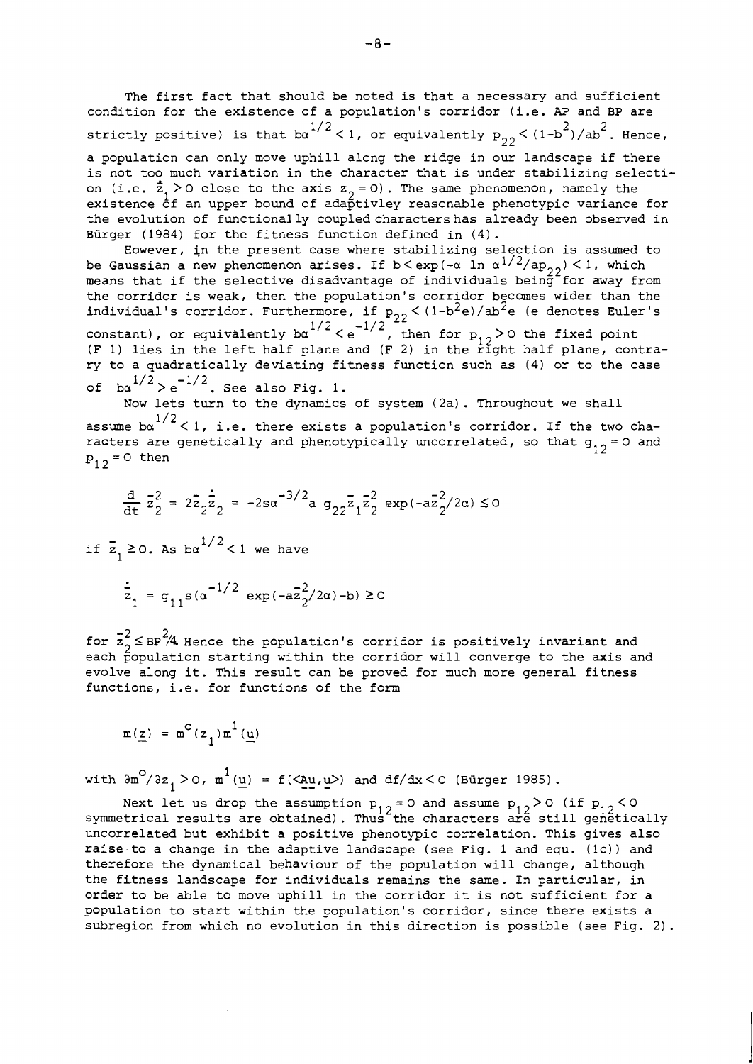The first fact that should be noted is that a necessary and sufficient condition for the existence of a population's corridor (i.e. AP and BP are strictly positive) is that $b\alpha^{1/2} < 1$, or equivalently $p_{22} < (1-b^2)/ab^2$. Hence, a population can only move uphill along the ridge in our landscape if there is not too much variation in the character that is under stabilizing selection (i.e. $\dot{\bar{z}}_1 > 0$ close to the axis $z_2 = 0$). The same phenomenon, namely the existence of an upper bound of adaptivley reasonable phenotypic variance for the evolution of functionally coupled characters has already been observed in Bürger (1984) for the fitness function defined in (4).

However, in the present case where stabilizing selection is assumed to be Gaussian a new phenomenon arises. If $b < \exp(-\alpha \ln \alpha^{1/2}/ap_{22}) < 1$, which means that if the selective disadvantage of individuals being for away from the corridor is weak, then the population's corridor becomes wider than the individual's corridor. Furthermore, if $p_{22} < (1-b^2e)/ab^2e$ (e denotes Euler's constant), or equivalently $b\alpha^{1/2} < e^{-1/2}$, then for $p_{12} > 0$ the fixed point (F 1) lies in the left half plane and (F 2) in the right half plane, contrary to a quadratically deviating fitness function such as (4) or to the case of $b\alpha^{1/2} > e^{-1/2}$. See also Fig. 1.

Now lets turn to the dynamics of system (2a). Throughout we shall assume $b\alpha^{1/2} < 1$, i.e. there exists a population's corridor. If the two characters are genetically and phenotypically uncorrelated, so that $g_{12} = 0$ and $p_{12} = 0$ then

$$\frac{d}{dt}\,\bar{z}_2^2 = 2\bar{z}_2\dot{\bar{z}}_2 = -2s\alpha^{-3/2}a\;g_{22}\bar{z}_1\bar{z}_2^2\;\exp(-a\bar{z}_2^2/2\alpha) \le 0$$

if $\bar{z}_1 \ge 0$. As $b\alpha^{1/2} < 1$ we have

$$\dot{\bar{z}}_1 = g_{11}s(\alpha^{-1/2}\;\exp(-a\bar{z}_2^2/2\alpha) - b) \ge 0$$

for $\bar{z}_2^2 \le BP^2/4$. Hence the population's corridor is positively invariant and each population starting within the corridor will converge to the axis and evolve along it. This result can be proved for much more general fitness functions, i.e. for functions of the form

$$m(\underline{z}) = m^0(z_1)m^1(\underline{u})$$

with $\partial m^0/\partial z_1 > 0$, $m^1(\underline{u}) = f(\langle A\underline{u},\underline{u}\rangle)$ and $df/dx < 0$ (Bürger 1985).

Next let us drop the assumption $p_{12} = 0$ and assume $p_{12} > 0$ (if $p_{12} < 0$ symmetrical results are obtained). Thus the characters are still genetically uncorrelated but exhibit a positive phenotypic correlation. This gives also raise to a change in the adaptive landscape (see Fig. 1 and equ. (1c)) and therefore the dynamical behaviour of the population will change, although the fitness landscape for individuals remains the same. In particular, in order to be able to move uphill in the corridor it is not sufficient for a population to start within the population's corridor, since there exists a subregion from which no evolution in this direction is possible (see Fig. 2).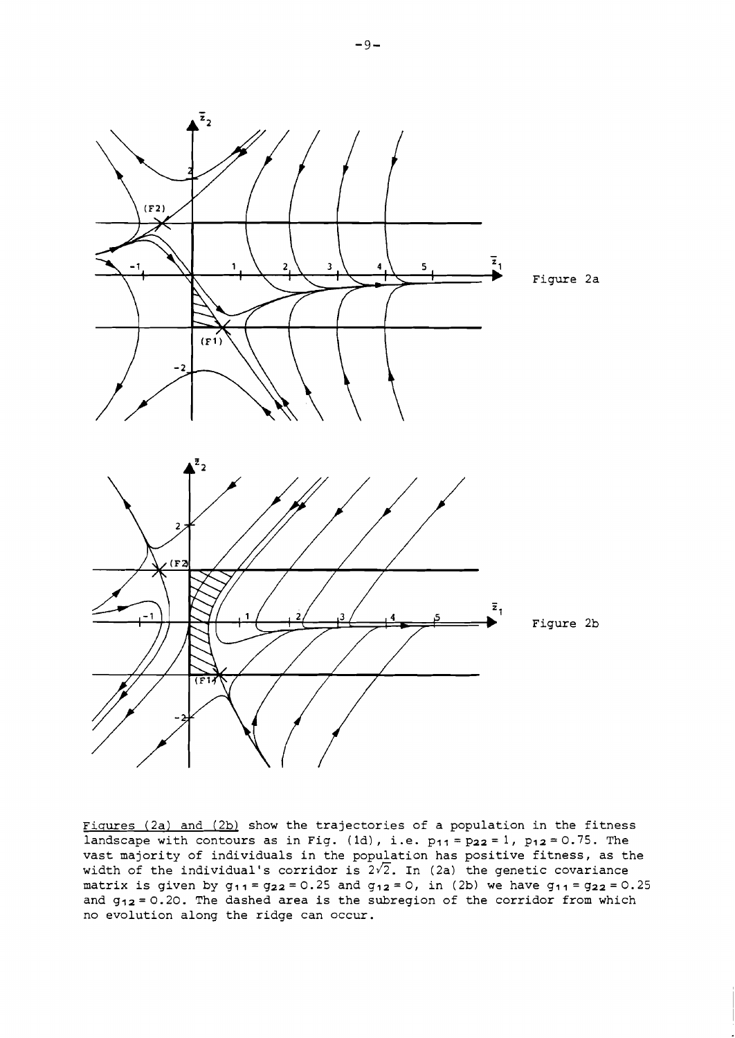Figure 2a

Figure 2b

Figures (2a) and (2b) show the trajectories of a population in the fitness landscape with contours as in Fig. (1d), i.e. $p_{11} = p_{22} = 1$, $p_{12} = 0.75$. The vast majority of individuals in the population has positive fitness, as the width of the individual's corridor is $2\sqrt{2}$. In (2a) the genetic covariance matrix is given by $g_{11} = g_{22} = 0.25$ and $g_{12} = 0$, in (2b) we have $g_{11} = g_{22} = 0.25$ and $g_{12} = 0.20$. The dashed area is the subregion of the corridor from which no evolution along the ridge can occur.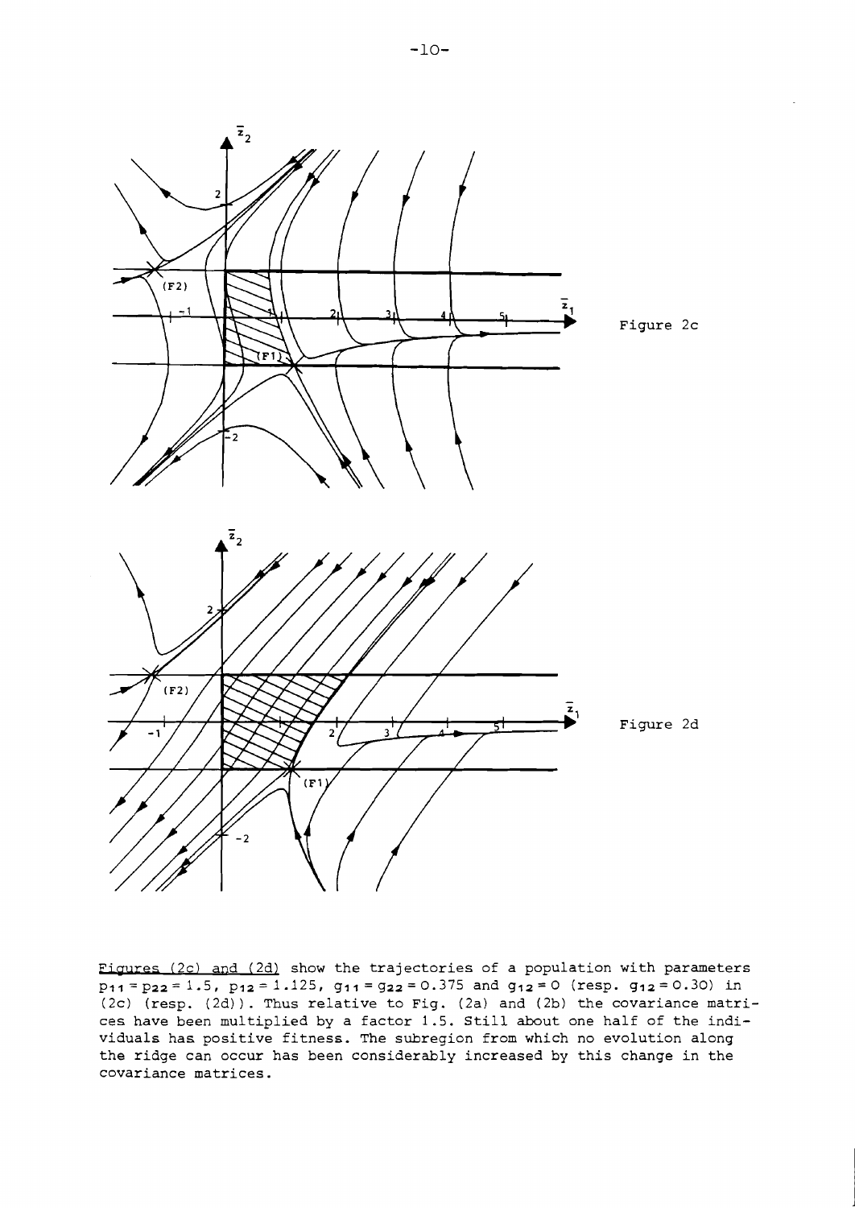Figure 2c

Figure 2d

Figures (2c) and (2d) show the trajectories of a population with parameters $p_{11} = p_{22} = 1.5$, $p_{12} = 1.125$, $g_{11} = g_{22} = 0.375$ and $g_{12} = 0$ (resp. $g_{12} = 0.30$) in (2c) (resp. (2d)). Thus relative to Fig. (2a) and (2b) the covariance matrices have been multiplied by a factor 1.5. Still about one half of the individuals has positive fitness. The subregion from which no evolution along the ridge can occur has been considerably increased by this change in the covariance matrices.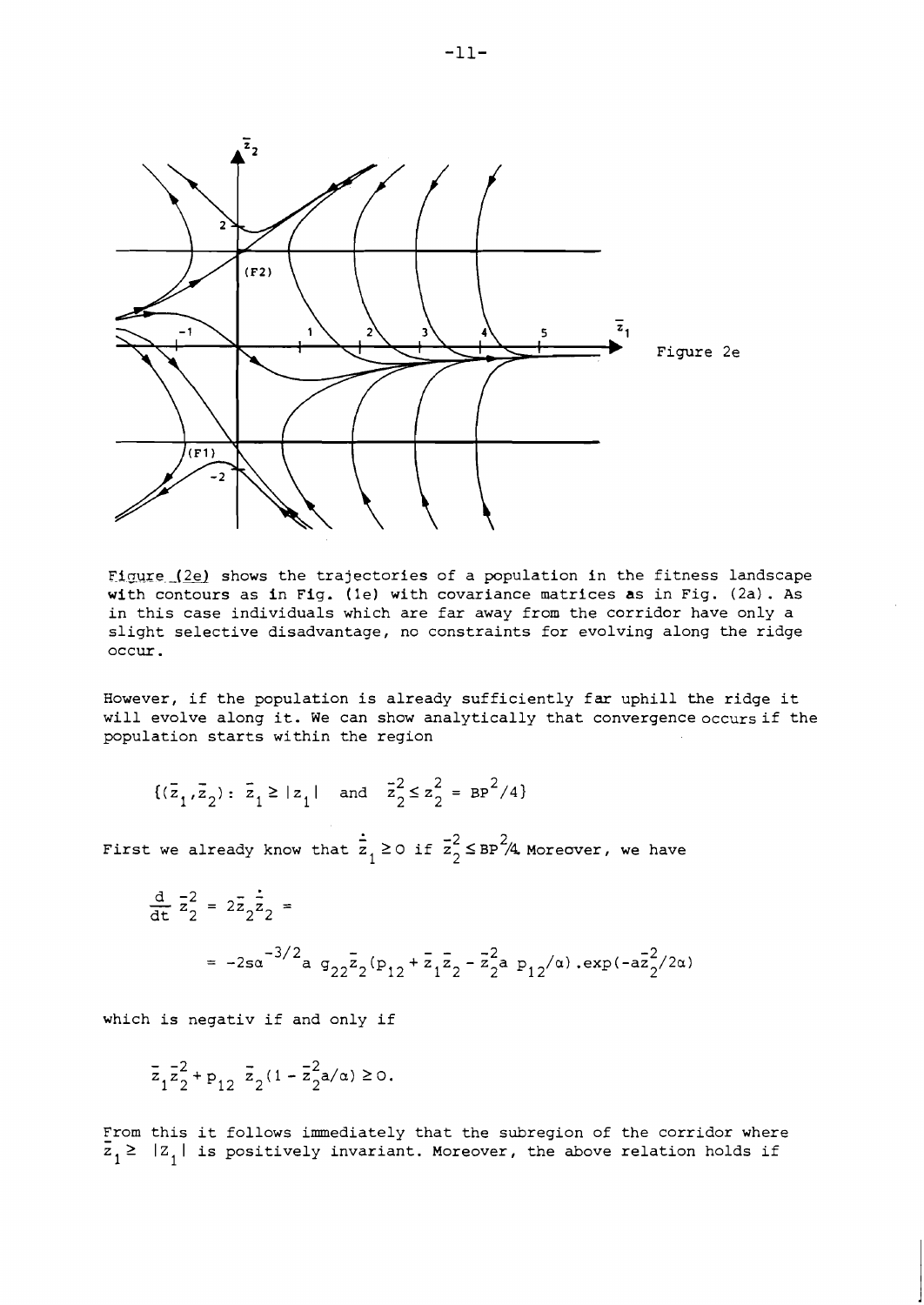Figure 2e

Figure (2e) shows the trajectories of a population in the fitness landscape with contours as in Fig. (1e) with covariance matrices as in Fig. (2a). As in this case individuals which are far away from the corridor have only a slight selective disadvantage, no constraints for evolving along the ridge occur.

However, if the population is already sufficiently far uphill the ridge it will evolve along it. We can show analytically that convergence occurs if the population starts within the region

$$\{(\bar{z}_1, \bar{z}_2): \ \bar{z}_1 \geq |z_1| \ \text{ and } \ \bar{z}_2^2 \leq z_2^2 = BP^2/4\}$$

First we already know that $\dot{\bar{z}}_1 \geq 0$ if $\bar{z}_2^2 \leq BP^2/4$. Moreover, we have

$$\frac{d}{dt}\bar{z}_2^2 = 2\bar{z}_2\dot{\bar{z}}_2 =$$

$$= -2s\alpha^{-3/2} a\ g_{22}\bar{z}_2(p_{12} + \bar{z}_1\bar{z}_2 - \bar{z}_2^2 a\ p_{12}/\alpha).\exp(-a\bar{z}_2^2/2\alpha)$$

which is negativ if and only if

$$\bar{z}_1\bar{z}_2^2 + p_{12}\ \bar{z}_2(1 - \bar{z}_2^2 a/\alpha) \geq 0.$$

From this it follows immediately that the subregion of the corridor where $\bar{z}_1 \geq |z_1|$ is positively invariant. Moreover, the above relation holds if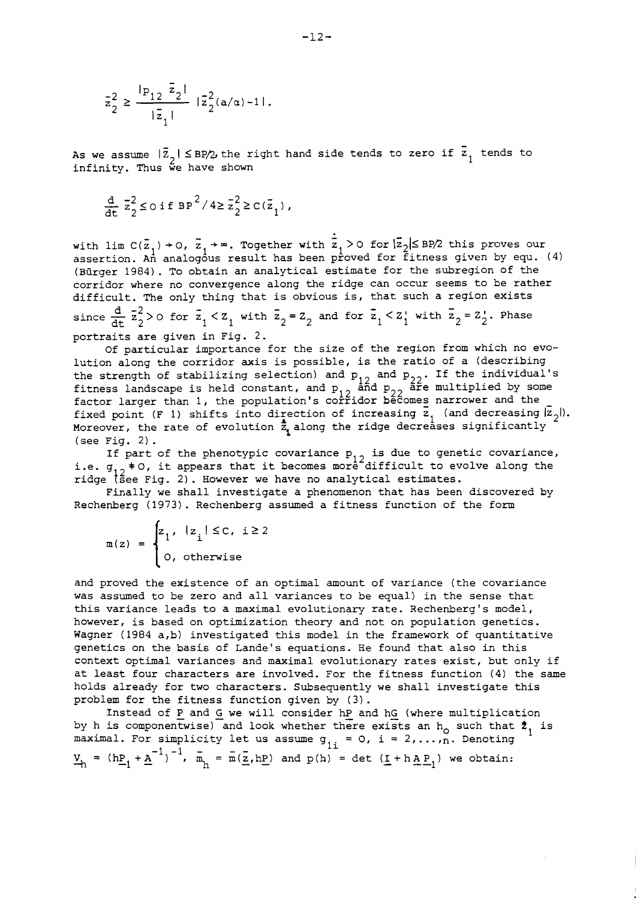$$\bar{z}_2^2 \geq \frac{|p_{12}\ \bar{z}_2|}{|\bar{z}_1|}\ |\bar{z}_2^2(a/\alpha)-1|.$$

As we assume $|\bar{z}_2| \leq BP/2$, the right hand side tends to zero if $\bar{z}_1$ tends to infinity. Thus we have shown

$$\frac{d}{dt}\ \bar{z}_2^2 \leq 0 \text{ if } BP^2/4 \geq \bar{z}_2^2 \geq C(\bar{z}_1),$$

with $\lim C(\bar{z}_1) \to 0$, $\bar{z}_1 \to \infty$. Together with $\dot{\bar{z}}_1 > 0$ for $|\bar{z}_2| \leq BP/2$ this proves our assertion. An analogous result has been proved for fitness given by equ. (4) (Bürger 1984). To obtain an analytical estimate for the subregion of the corridor where no convergence along the ridge can occur seems to be rather difficult. The only thing that is obvious is, that such a region exists since $\frac{d}{dt}\ \bar{z}_2^2 > 0$ for $\bar{z}_1 < z_1$ with $\bar{z}_2 = z_2$ and for $\bar{z}_1 < z_1'$ with $\bar{z}_2 = z_2'$. Phase portraits are given in Fig. 2.

Of particular importance for the size of the region from which no evolution along the corridor axis is possible, is the ratio of a (describing the strength of stabilizing selection) and $p_{12}$ and $p_{22}$. If the individual's fitness landscape is held constant, and $p_{12}$ and $p_{22}$ are multiplied by some factor larger than 1, the population's corridor becomes narrower and the fixed point (F 1) shifts into direction of increasing $\bar{z}_1$ (and decreasing $|\bar{z}_2|$). Moreover, the rate of evolution $\dot{\bar{z}}_1$ along the ridge decreases significantly (see Fig. 2).

If part of the phenotypic covariance $p_{12}$ is due to genetic covariance, i.e. $g_{12} \neq 0$, it appears that it becomes more difficult to evolve along the ridge (see Fig. 2). However we have no analytical estimates.

Finally we shall investigate a phenomenon that has been discovered by Rechenberg (1973). Rechenberg assumed a fitness function of the form

$$m(z) = \begin{cases} z_1, & |z_i| \leq C,\ i \geq 2 \\ 0, & \text{otherwise} \end{cases}$$

and proved the existence of an optimal amount of variance (the covariance was assumed to be zero and all variances to be equal) in the sense that this variance leads to a maximal evolutionary rate. Rechenberg's model, however, is based on optimization theory and not on population genetics. Wagner (1984 a,b) investigated this model in the framework of quantitative genetics on the basis of Lande's equations. He found that also in this context optimal variances and maximal evolutionary rates exist, but only if at least four characters are involved. For the fitness function (4) the same holds already for two characters. Subsequently we shall investigate this problem for the fitness function given by (3).

Instead of $\underline{P}$ and $\underline{G}$ we will consider $h\underline{P}$ and $h\underline{G}$ (where multiplication by h is componentwise) and look whether there exists an $h_0$ such that $\dot{\bar{z}}_1$ is maximal. For simplicity let us assume $g_{1i} = 0$, $i = 2,\dots,n$. Denoting $\underline{V}_h = (h\underline{P}_1 + \underline{A}^{-1})^{-1}$, $\bar{m}_h = \bar{m}(\bar{z}, h\underline{P})$ and $p(h) = \det(\underline{I} + h\underline{A}\,\underline{P}_1)$ we obtain: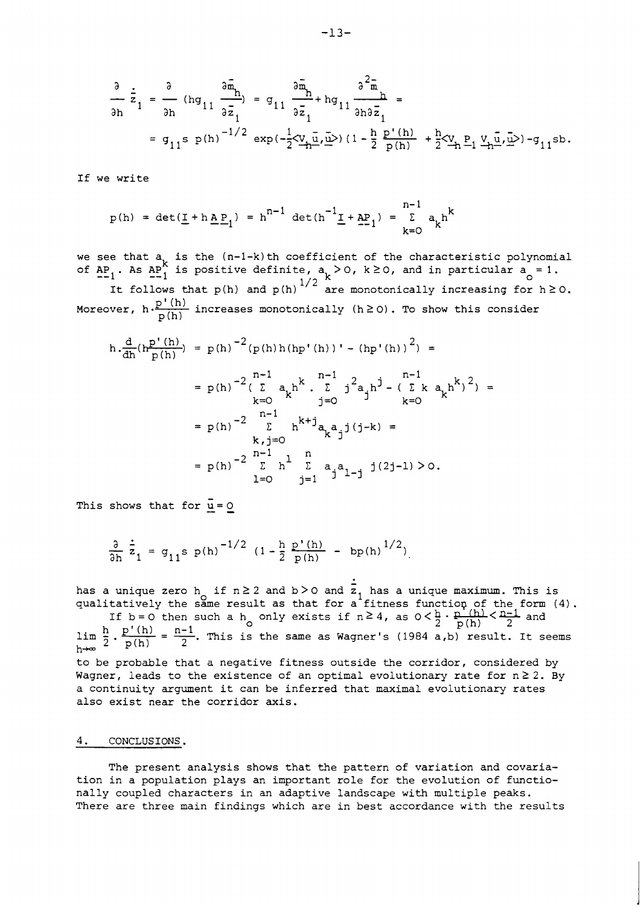$$\frac{\partial}{\partial h}\dot{\bar{z}}_1 = \frac{\partial}{\partial h}\left(hg_{11}\frac{\partial \bar{m}_h}{\partial \bar{z}_1}\right) = g_{11}\frac{\partial \bar{m}_h}{\partial \bar{z}_1} + hg_{11}\frac{\partial^2 \bar{m}_h}{\partial h \partial \bar{z}_1} =$$

$$= g_{11}s\, p(h)^{-1/2}\exp\left(-\tfrac{1}{2}\langle \underline{V}_h \bar{\underline{u}}, \bar{\underline{u}}\rangle\right)\left(1 - \frac{h}{2}\frac{p'(h)}{p(h)} + \frac{h}{2}\langle \underline{V}_h \underline{P}_1 \underline{V}_h \bar{\underline{u}}, \bar{\underline{u}}\rangle\right) - g_{11}sb.$$

If we write

$$p(h) = \det(\underline{I} + h\underline{A}\,\underline{P}_1) = h^{n-1}\det(h^{-1}\underline{I} + \underline{A}\underline{P}_1) = \sum_{k=0}^{n-1} a_k h^k$$

we see that $a_k$ is the $(n-1-k)$th coefficient of the characteristic polynomial of $\underline{A}\underline{P}_1$. As $\underline{A}\underline{P}_1^k$ is positive definite, $a_k > 0$, $k \geq 0$, and in particular $a_o = 1$.

It follows that $p(h)$ and $p(h)^{1/2}$ are monotonically increasing for $h \geq 0$. Moreover, $h\cdot\frac{p'(h)}{p(h)}$ increases monotonically $(h \geq 0)$. To show this consider

$$h\cdot\frac{d}{dh}\left(h\frac{p'(h)}{p(h)}\right) = p(h)^{-2}\left(p(h)h(hp'(h))' - (hp'(h))^2\right) =$$

$$= p(h)^{-2}\left(\sum_{k=0}^{n-1} a_k h^k \cdot \sum_{j=0}^{n-1} j^2 a_j h^j - \left(\sum_{k=0}^{n-1} k\, a_k h^k\right)^2\right) =$$

$$= p(h)^{-2}\sum_{k,j=0}^{n-1} h^{k+j} a_k a_j j(j-k) =$$

$$= p(h)^{-2}\sum_{l=0}^{n-1} h^l \sum_{j=1}^{n} a_j a_{l-j}\, j(2j-l) > 0.$$

This shows that for $\bar{\underline{u}} = \underline{0}$

$$\frac{\partial}{\partial h}\dot{\bar{z}}_1 = g_{11}s\, p(h)^{-1/2}\left(1 - \frac{h}{2}\frac{p'(h)}{p(h)} - bp(h)^{1/2}\right)$$

has a unique zero $h_o$ if $n \geq 2$ and $b > 0$ and $\dot{\bar{z}}_1$ has a unique maximum. This is qualitatively the same result as that for a fitness function of the form (4).

If $b = 0$ then such a $h_o$ only exists if $n \geq 4$, as $0 < \frac{h}{2}\cdot\frac{p'(h)}{p(h)} < \frac{n-1}{2}$ and $\lim_{h\to\infty}\frac{h}{2}\cdot\frac{p'(h)}{p(h)} = \frac{n-1}{2}$. This is the same as Wagner's (1984 a,b) result. It seems to be probable that a negative fitness outside the corridor, considered by Wagner, leads to the existence of an optimal evolutionary rate for $n \geq 2$. By a continuity argument it can be inferred that maximal evolutionary rates also exist near the corridor axis.

## 4. CONCLUSIONS.

The present analysis shows that the pattern of variation and covariation in a population plays an important role for the evolution of functionally coupled characters in an adaptive landscape with multiple peaks. There are three main findings which are in best accordance with the results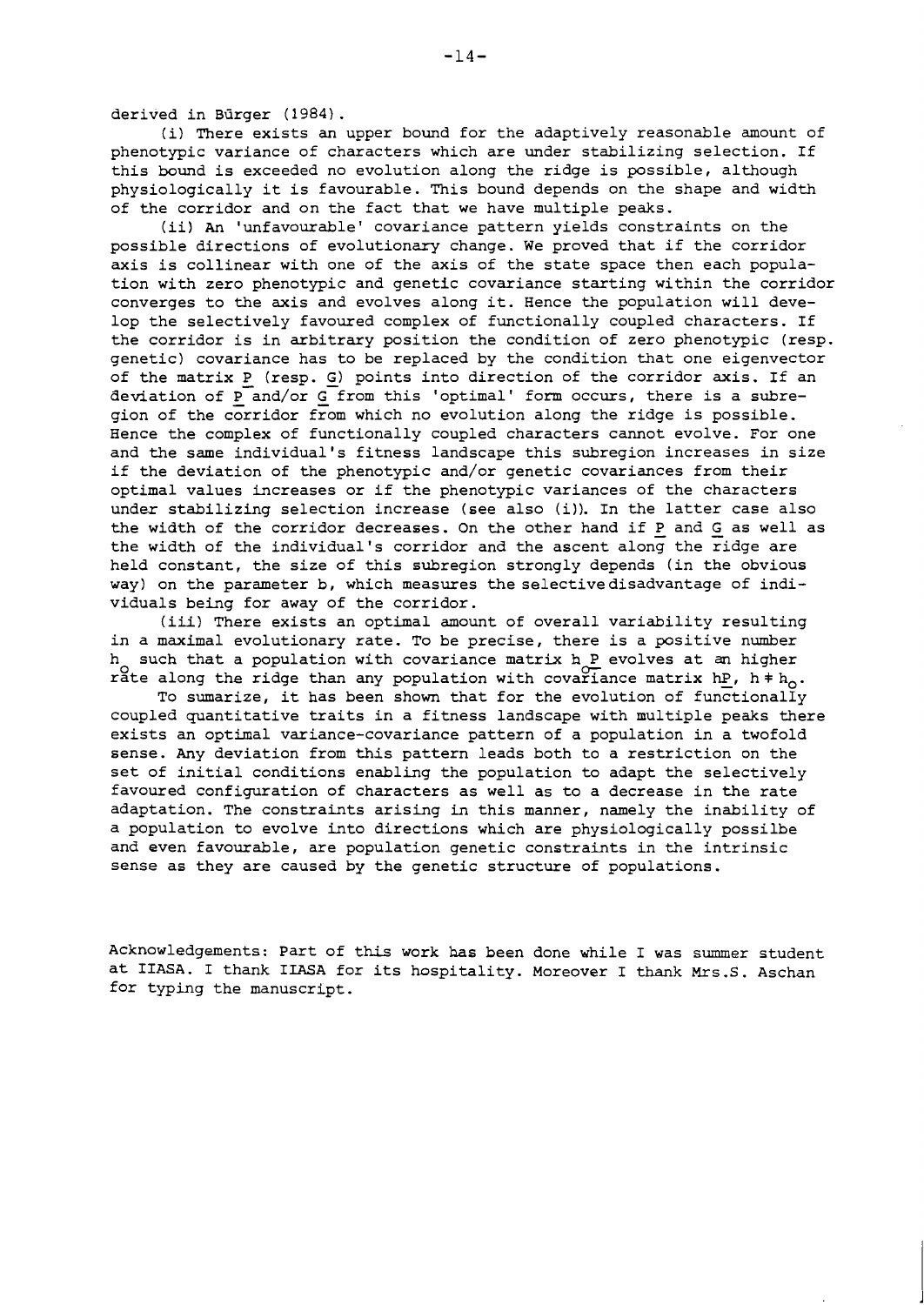derived in Bürger (1984).

(i) There exists an upper bound for the adaptively reasonable amount of phenotypic variance of characters which are under stabilizing selection. If this bound is exceeded no evolution along the ridge is possible, although physiologically it is favourable. This bound depends on the shape and width of the corridor and on the fact that we have multiple peaks.

(ii) An 'unfavourable' covariance pattern yields constraints on the possible directions of evolutionary change. We proved that if the corridor axis is collinear with one of the axis of the state space then each population with zero phenotypic and genetic covariance starting within the corridor converges to the axis and evolves along it. Hence the population will develop the selectively favoured complex of functionally coupled characters. If the corridor is in arbitrary position the condition of zero phenotypic (resp. genetic) covariance has to be replaced by the condition that one eigenvector of the matrix $\underline{P}$ (resp. $\underline{G}$) points into direction of the corridor axis. If an deviation of $\underline{P}$ and/or $\underline{G}$ from this 'optimal' form occurs, there is a subregion of the corridor from which no evolution along the ridge is possible. Hence the complex of functionally coupled characters cannot evolve. For one and the same individual's fitness landscape this subregion increases in size if the deviation of the phenotypic and/or genetic covariances from their optimal values increases or if the phenotypic variances of the characters under stabilizing selection increase (see also (i)). In the latter case also the width of the corridor decreases. On the other hand if $\underline{P}$ and $\underline{G}$ as well as the width of the individual's corridor and the ascent along the ridge are held constant, the size of this subregion strongly depends (in the obvious way) on the parameter b, which measures the selective disadvantage of individuals being for away of the corridor.

(iii) There exists an optimal amount of overall variability resulting in a maximal evolutionary rate. To be precise, there is a positive number $h_o$ such that a population with covariance matrix $h_o\underline{P}$ evolves at an higher rate along the ridge than any population with covariance matrix $h\underline{P}$, $h \neq h_o$.

To sumarize, it has been shown that for the evolution of functionally coupled quantitative traits in a fitness landscape with multiple peaks there exists an optimal variance-covariance pattern of a population in a twofold sense. Any deviation from this pattern leads both to a restriction on the set of initial conditions enabling the population to adapt the selectively favoured configuration of characters as well as to a decrease in the rate adaptation. The constraints arising in this manner, namely the inability of a population to evolve into directions which are physiologically possilbe and even favourable, are population genetic constraints in the intrinsic sense as they are caused by the genetic structure of populations.

Acknowledgements: Part of this work has been done while I was summer student at IIASA. I thank IIASA for its hospitality. Moreover I thank Mrs.S. Aschan for typing the manuscript.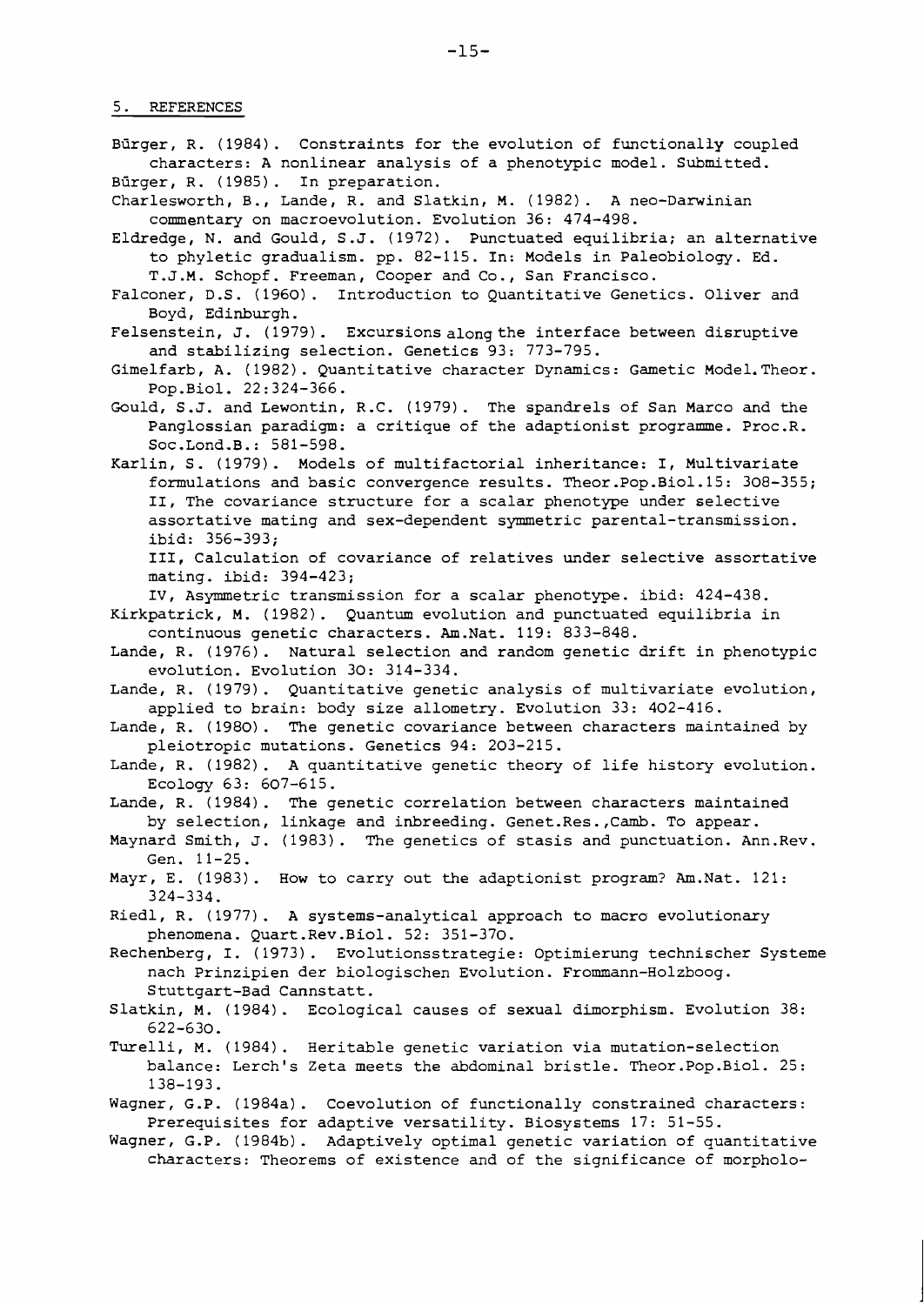## 5. REFERENCES

Bürger, R. (1984). Constraints for the evolution of functionally coupled characters: A nonlinear analysis of a phenotypic model. Submitted.

Bürger, R. (1985). In preparation.

Charlesworth, B., Lande, R. and Slatkin, M. (1982). A neo-Darwinian commentary on macroevolution. Evolution 36: 474-498.

Eldredge, N. and Gould, S.J. (1972). Punctuated equilibria; an alternative to phyletic gradualism. pp. 82-115. In: Models in Paleobiology. Ed. T.J.M. Schopf. Freeman, Cooper and Co., San Francisco.

Falconer, D.S. (1960). Introduction to Quantitative Genetics. Oliver and Boyd, Edinburgh.

Felsenstein, J. (1979). Excursions along the interface between disruptive and stabilizing selection. Genetics 93: 773-795.

Gimelfarb, A. (1982). Quantitative character Dynamics: Gametic Model. Theor. Pop.Biol. 22:324-366.

Gould, S.J. and Lewontin, R.C. (1979). The spandrels of San Marco and the Panglossian paradigm: a critique of the adaptionist programme. Proc.R. Soc.Lond.B.: 581-598.

Karlin, S. (1979). Models of multifactorial inheritance: I, Multivariate formulations and basic convergence results. Theor.Pop.Biol.15: 308-355; II, The covariance structure for a scalar phenotype under selective assortative mating and sex-dependent symmetric parental-transmission. ibid: 356-393;
III, Calculation of covariance of relatives under selective assortative mating. ibid: 394-423;
IV, Asymmetric transmission for a scalar phenotype. ibid: 424-438.

Kirkpatrick, M. (1982). Quantum evolution and punctuated equilibria in continuous genetic characters. Am.Nat. 119: 833-848.

Lande, R. (1976). Natural selection and random genetic drift in phenotypic evolution. Evolution 30: 314-334.

Lande, R. (1979). Quantitative genetic analysis of multivariate evolution, applied to brain: body size allometry. Evolution 33: 402-416.

Lande, R. (1980). The genetic covariance between characters maintained by pleiotropic mutations. Genetics 94: 203-215.

Lande, R. (1982). A quantitative genetic theory of life history evolution. Ecology 63: 607-615.

Lande, R. (1984). The genetic correlation between characters maintained by selection, linkage and inbreeding. Genet.Res.,Camb. To appear.

Maynard Smith, J. (1983). The genetics of stasis and punctuation. Ann.Rev. Gen. 11-25.

Mayr, E. (1983). How to carry out the adaptionist program? Am.Nat. 121: 324-334.

Riedl, R. (1977). A systems-analytical approach to macro evolutionary phenomena. Quart.Rev.Biol. 52: 351-370.

Rechenberg, I. (1973). Evolutionsstrategie: Optimierung technischer Systeme nach Prinzipien der biologischen Evolution. Frommann-Holzboog. Stuttgart-Bad Cannstatt.

Slatkin, M. (1984). Ecological causes of sexual dimorphism. Evolution 38: 622-630.

Turelli, M. (1984). Heritable genetic variation via mutation-selection balance: Lerch's Zeta meets the abdominal bristle. Theor.Pop.Biol. 25: 138-193.

Wagner, G.P. (1984a). Coevolution of functionally constrained characters: Prerequisites for adaptive versatility. Biosystems 17: 51-55.

Wagner, G.P. (1984b). Adaptively optimal genetic variation of quantitative characters: Theorems of existence and of the significance of morpholo-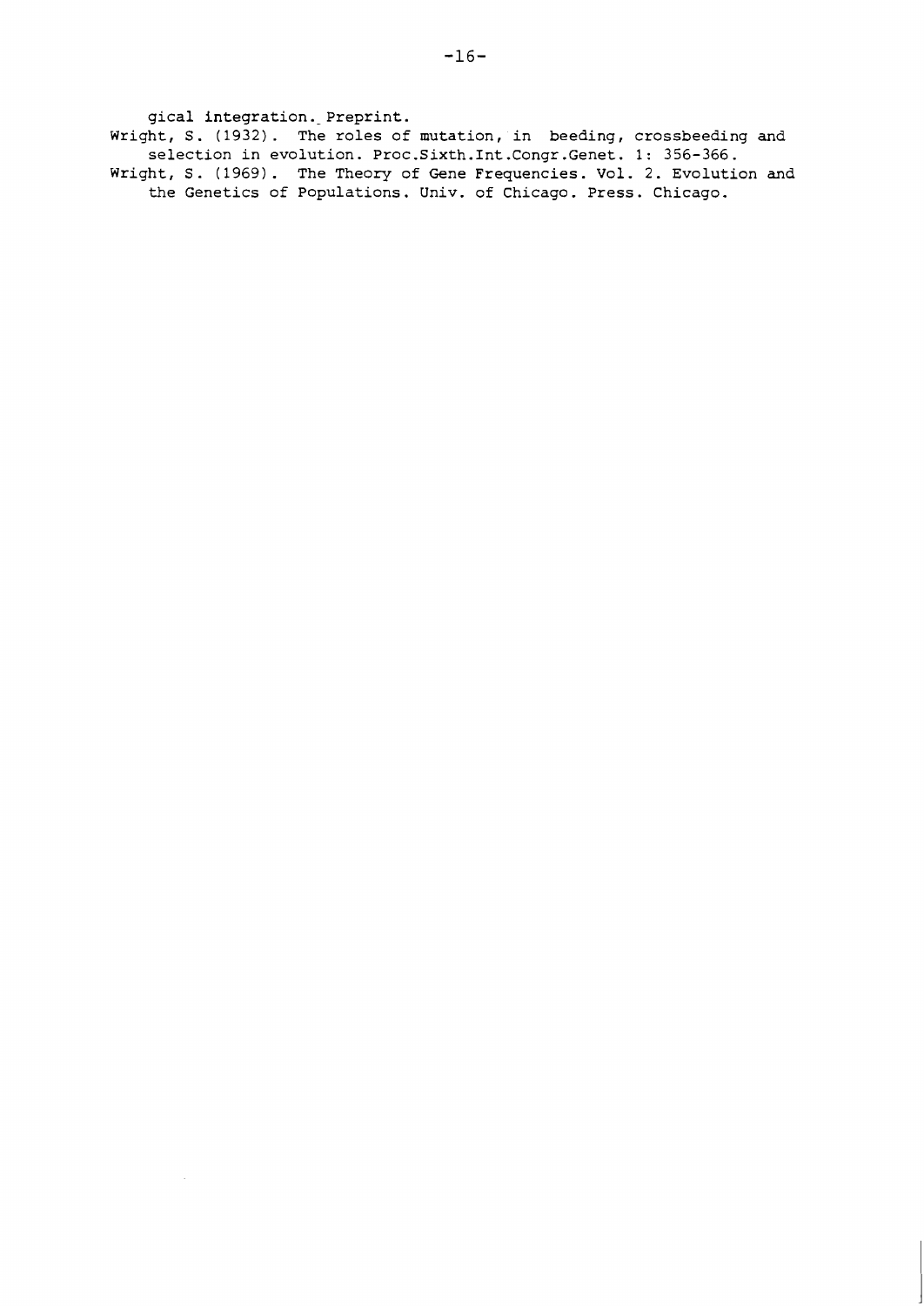gical integration. Preprint.

Wright, S. (1932). The roles of mutation, in beeding, crossbeeding and selection in evolution. Proc.Sixth.Int.Congr.Genet. 1: 356-366.

Wright, S. (1969). The Theory of Gene Frequencies. Vol. 2. Evolution and the Genetics of Populations. Univ. of Chicago. Press. Chicago.